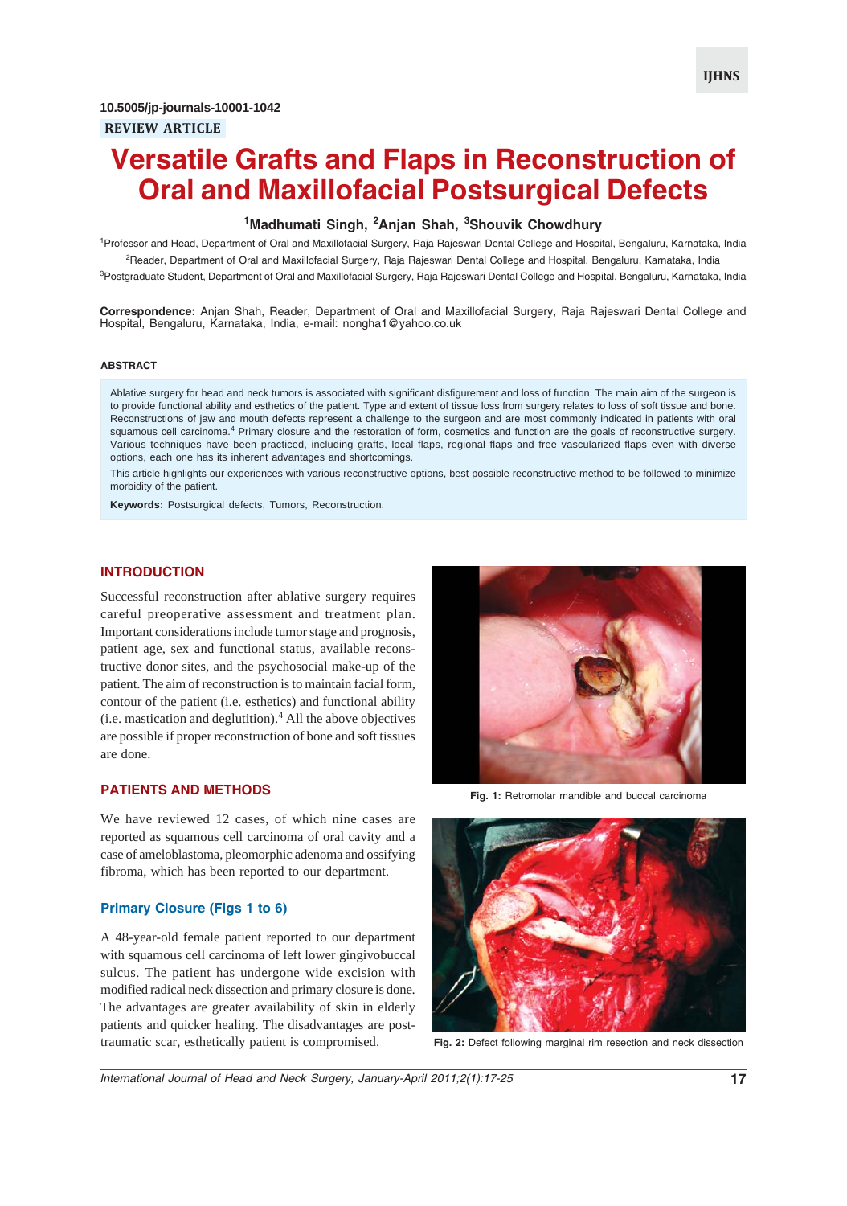10.5005/jp-journals-10001-1042

REVIEW ARTICLE

# Versatile Grafts and Flaps in Reconstruction of Oral and Maxillofacial Postsurgical Defects

[1]Madhumati Singh, [2]Anjan Shah, [3]Shouvik Chowdhury

[1]Professor and Head, Department of Oral and Maxillofacial Surgery, Raja Rajeswari Dental College and Hospital, Bengaluru, Karnataka, India

[2]Reader, Department of Oral and Maxillofacial Surgery, Raja Rajeswari Dental College and Hospital, Bengaluru, Karnataka, India

[3]Postgraduate Student, Department of Oral and Maxillofacial Surgery, Raja Rajeswari Dental College and Hospital, Bengaluru, Karnataka, India

**Correspondence:** Anjan Shah, Reader, Department of Oral and Maxillofacial Surgery, Raja Rajeswari Dental College and Hospital, Bengaluru, Karnataka, India, e-mail: nongha1@yahoo.co.uk

## ABSTRACT

Ablative surgery for head and neck tumors is associated with significant disfigurement and loss of function. The main aim of the surgeon is to provide functional ability and esthetics of the patient. Type and extent of tissue loss from surgery relates to loss of soft tissue and bone. Reconstructions of jaw and mouth defects represent a challenge to the surgeon and are most commonly indicated in patients with oral squamous cell carcinoma.[4] Primary closure and the restoration of form, cosmetics and function are the goals of reconstructive surgery. Various techniques have been practiced, including grafts, local flaps, regional flaps and free vascularized flaps even with diverse options, each one has its inherent advantages and shortcomings.

This article highlights our experiences with various reconstructive options, best possible reconstructive method to be followed to minimize morbidity of the patient.

**Keywords:** Postsurgical defects, Tumors, Reconstruction.

## INTRODUCTION

Successful reconstruction after ablative surgery requires careful preoperative assessment and treatment plan. Important considerations include tumor stage and prognosis, patient age, sex and functional status, available reconstructive donor sites, and the psychosocial make-up of the patient. The aim of reconstruction is to maintain facial form, contour of the patient (i.e. esthetics) and functional ability (i.e. mastication and deglutition).[4] All the above objectives are possible if proper reconstruction of bone and soft tissues are done.

## PATIENTS AND METHODS

We have reviewed 12 cases, of which nine cases are reported as squamous cell carcinoma of oral cavity and a case of ameloblastoma, pleomorphic adenoma and ossifying fibroma, which has been reported to our department.

### Primary Closure (Figs 1 to 6)

A 48-year-old female patient reported to our department with squamous cell carcinoma of left lower gingivobuccal sulcus. The patient has undergone wide excision with modified radical neck dissection and primary closure is done. The advantages are greater availability of skin in elderly patients and quicker healing. The disadvantages are post-traumatic scar, esthetically patient is compromised.

**Fig. 1:** Retromolar mandible and buccal carcinoma

**Fig. 2:** Defect following marginal rim resection and neck dissection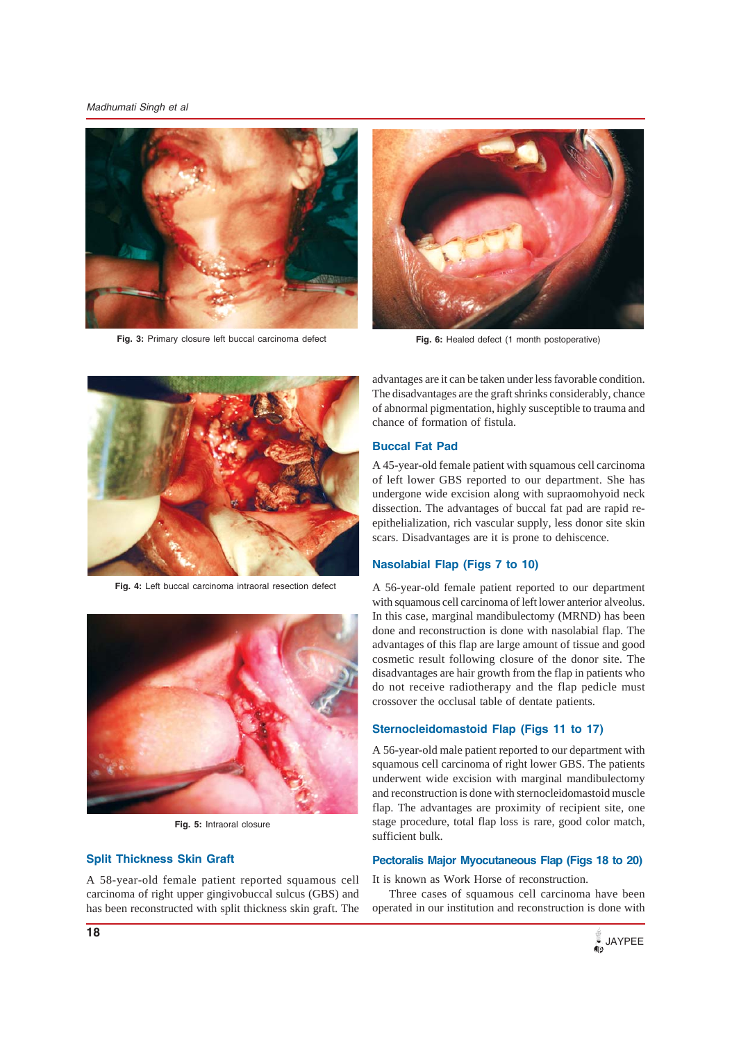Fig. 3: Primary closure left buccal carcinoma defect

Fig. 6: Healed defect (1 month postoperative)

Fig. 4: Left buccal carcinoma intraoral resection defect

Fig. 5: Intraoral closure

## Split Thickness Skin Graft

A 58-year-old female patient reported squamous cell carcinoma of right upper gingivobuccal sulcus (GBS) and has been reconstructed with split thickness skin graft. The advantages are it can be taken under less favorable condition. The disadvantages are the graft shrinks considerably, chance of abnormal pigmentation, highly susceptible to trauma and chance of formation of fistula.

## Buccal Fat Pad

A 45-year-old female patient with squamous cell carcinoma of left lower GBS reported to our department. She has undergone wide excision along with supraomohyoid neck dissection. The advantages of buccal fat pad are rapid re-epithelialization, rich vascular supply, less donor site skin scars. Disadvantages are it is prone to dehiscence.

## Nasolabial Flap (Figs 7 to 10)

A 56-year-old female patient reported to our department with squamous cell carcinoma of left lower anterior alveolus. In this case, marginal mandibulectomy (MRND) has been done and reconstruction is done with nasolabial flap. The advantages of this flap are large amount of tissue and good cosmetic result following closure of the donor site. The disadvantages are hair growth from the flap in patients who do not receive radiotherapy and the flap pedicle must crossover the occlusal table of dentate patients.

## Sternocleidomastoid Flap (Figs 11 to 17)

A 56-year-old male patient reported to our department with squamous cell carcinoma of right lower GBS. The patients underwent wide excision with marginal mandibulectomy and reconstruction is done with sternocleidomastoid muscle flap. The advantages are proximity of recipient site, one stage procedure, total flap loss is rare, good color match, sufficient bulk.

## Pectoralis Major Myocutaneous Flap (Figs 18 to 20)

It is known as Work Horse of reconstruction.

Three cases of squamous cell carcinoma have been operated in our institution and reconstruction is done with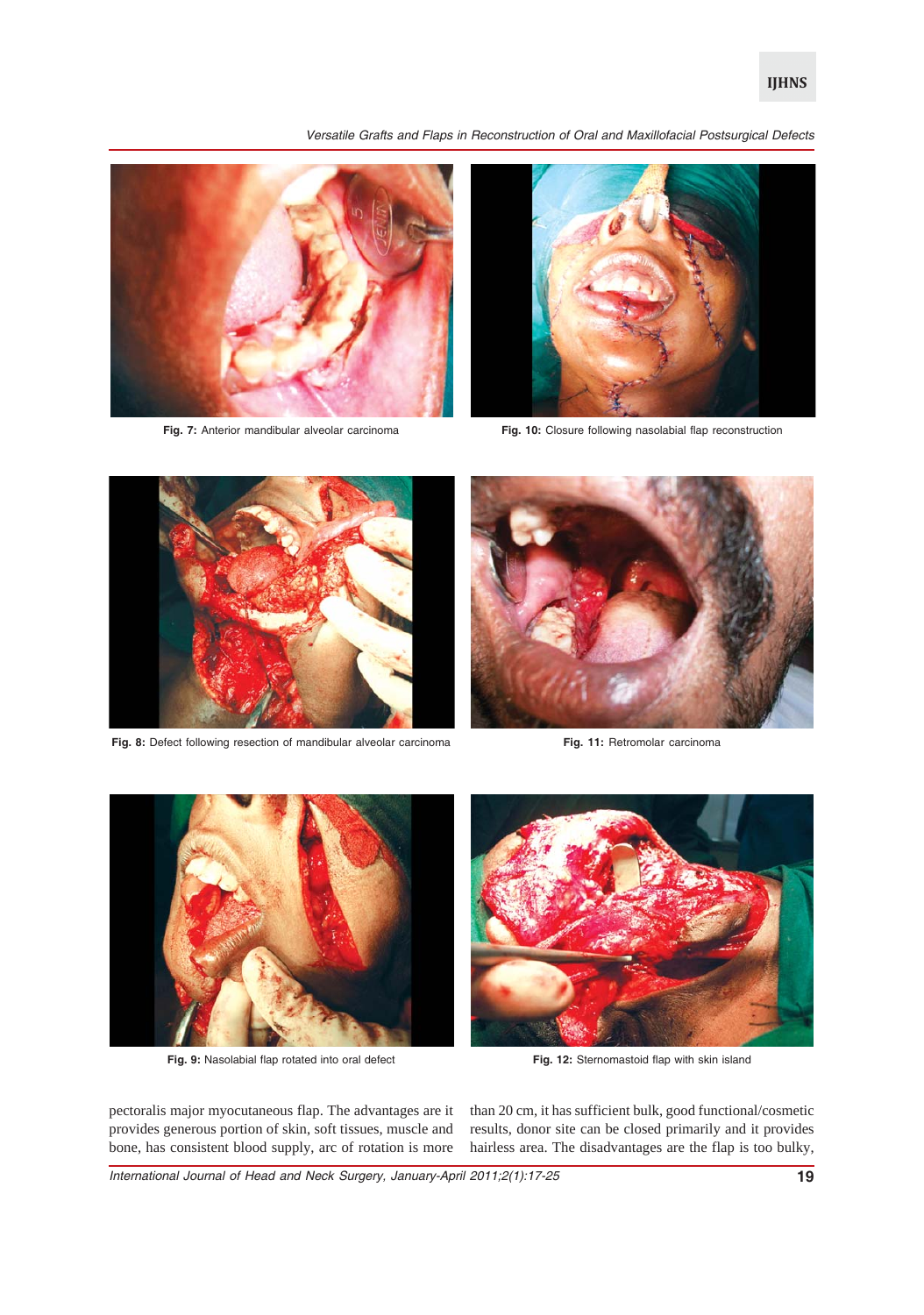Fig. 7: Anterior mandibular alveolar carcinoma

Fig. 10: Closure following nasolabial flap reconstruction

Fig. 8: Defect following resection of mandibular alveolar carcinoma

Fig. 11: Retromolar carcinoma

Fig. 9: Nasolabial flap rotated into oral defect

Fig. 12: Sternomastoid flap with skin island

pectoralis major myocutaneous flap. The advantages are it provides generous portion of skin, soft tissues, muscle and bone, has consistent blood supply, arc of rotation is more than 20 cm, it has sufficient bulk, good functional/cosmetic results, donor site can be closed primarily and it provides hairless area. The disadvantages are the flap is too bulky,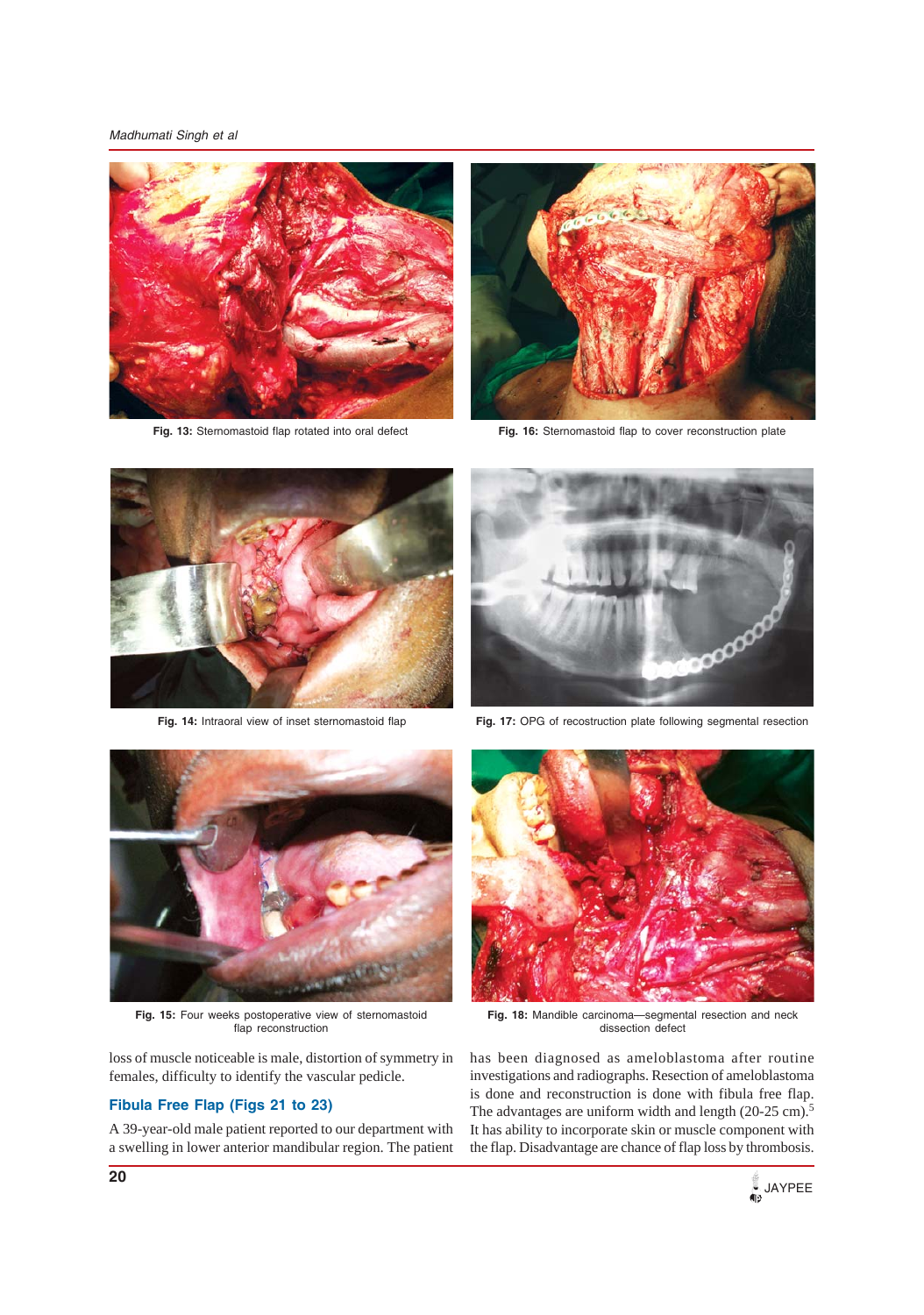Fig. 13: Sternomastoid flap rotated into oral defect

Fig. 16: Sternomastoid flap to cover reconstruction plate

Fig. 14: Intraoral view of inset sternomastoid flap

Fig. 17: OPG of recostruction plate following segmental resection

Fig. 15: Four weeks postoperative view of sternomastoid flap reconstruction

Fig. 18: Mandible carcinoma—segmental resection and neck dissection defect

loss of muscle noticeable is male, distortion of symmetry in females, difficulty to identify the vascular pedicle.

## Fibula Free Flap (Figs 21 to 23)

A 39-year-old male patient reported to our department with a swelling in lower anterior mandibular region. The patient has been diagnosed as ameloblastoma after routine investigations and radiographs. Resection of ameloblastoma is done and reconstruction is done with fibula free flap. The advantages are uniform width and length (20-25 cm).[5] It has ability to incorporate skin or muscle component with the flap. Disadvantage are chance of flap loss by thrombosis.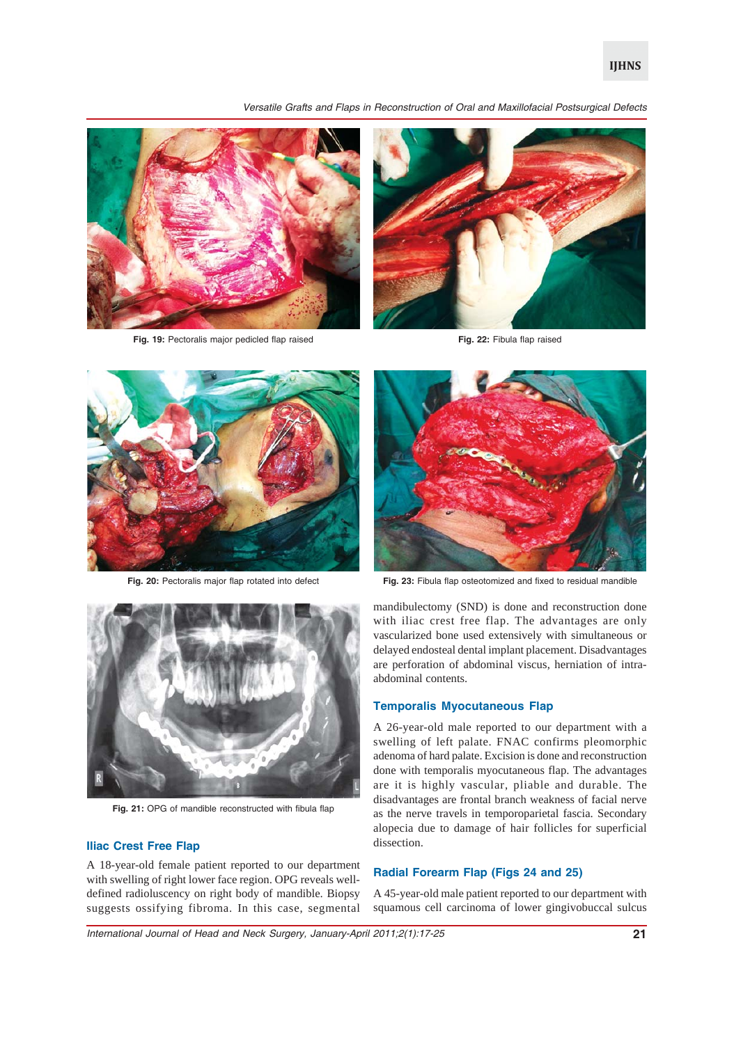Fig. 19: Pectoralis major pedicled flap raised

Fig. 22: Fibula flap raised

Fig. 20: Pectoralis major flap rotated into defect

Fig. 23: Fibula flap osteotomized and fixed to residual mandible

Fig. 21: OPG of mandible reconstructed with fibula flap

### Iliac Crest Free Flap

A 18-year-old female patient reported to our department with swelling of right lower face region. OPG reveals well-defined radioluscency on right body of mandible. Biopsy suggests ossifying fibroma. In this case, segmental mandibulectomy (SND) is done and reconstruction done with iliac crest free flap. The advantages are only vascularized bone used extensively with simultaneous or delayed endosteal dental implant placement. Disadvantages are perforation of abdominal viscus, herniation of intra-abdominal contents.

### Temporalis Myocutaneous Flap

A 26-year-old male reported to our department with a swelling of left palate. FNAC confirms pleomorphic adenoma of hard palate. Excision is done and reconstruction done with temporalis myocutaneous flap. The advantages are it is highly vascular, pliable and durable. The disadvantages are frontal branch weakness of facial nerve as the nerve travels in temporoparietal fascia. Secondary alopecia due to damage of hair follicles for superficial dissection.

### Radial Forearm Flap (Figs 24 and 25)

A 45-year-old male patient reported to our department with squamous cell carcinoma of lower gingivobuccal sulcus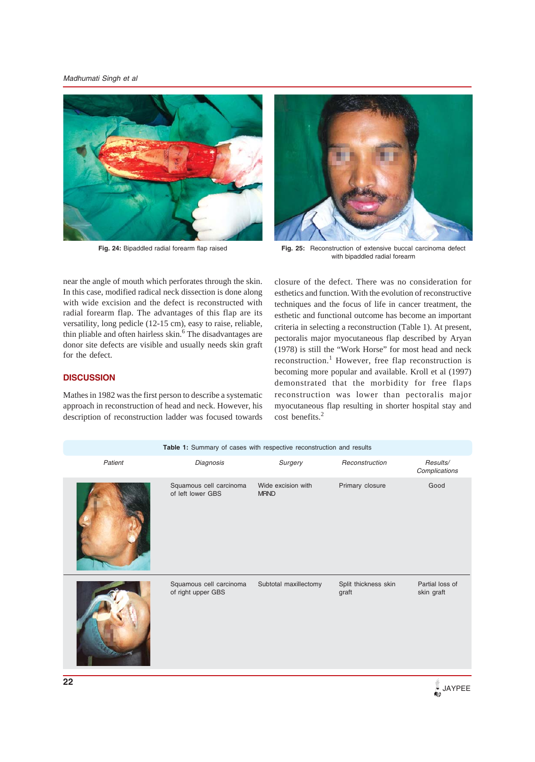Fig. 24: Bipaddled radial forearm flap raised

Fig. 25: Reconstruction of extensive buccal carcinoma defect with bipaddled radial forearm

near the angle of mouth which perforates through the skin. In this case, modified radical neck dissection is done along with wide excision and the defect is reconstructed with radial forearm flap. The advantages of this flap are its versatility, long pedicle (12-15 cm), easy to raise, reliable, thin pliable and often hairless skin.[6] The disadvantages are donor site defects are visible and usually needs skin graft for the defect.

## DISCUSSION

Mathes in 1982 was the first person to describe a systematic approach in reconstruction of head and neck. However, his description of reconstruction ladder was focused towards closure of the defect. There was no consideration for esthetics and function. With the evolution of reconstructive techniques and the focus of life in cancer treatment, the esthetic and functional outcome has become an important criteria in selecting a reconstruction (Table 1). At present, pectoralis major myocutaneous flap described by Aryan (1978) is still the "Work Horse" for most head and neck reconstruction.[1] However, free flap reconstruction is becoming more popular and available. Kroll et al (1997) demonstrated that the morbidity for free flaps reconstruction was lower than pectoralis major myocutaneous flap resulting in shorter hospital stay and cost benefits.[2]

**Table 1:** Summary of cases with respective reconstruction and results

| *Patient* | *Diagnosis* | *Surgery* | *Reconstruction* | *Results/ Complications* |
|---|---|---|---|---|
| | Squamous cell carcinoma of left lower GBS | Wide excision with MRND | Primary closure | Good |
| | Squamous cell carcinoma of right upper GBS | Subtotal maxillectomy | Split thickness skin graft | Partial loss of skin graft |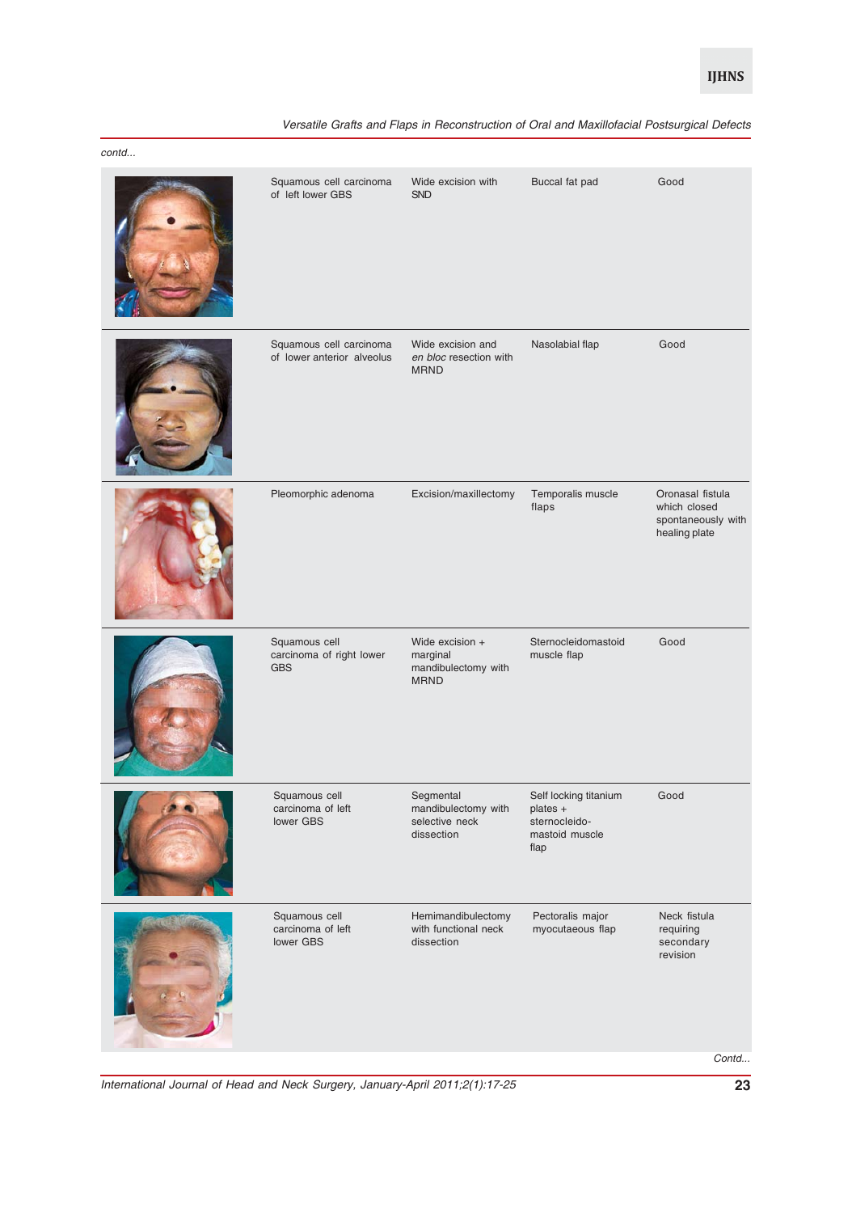*contd...*

| | | | | |
|---|---|---|---|---|
| | Squamous cell carcinoma of left lower GBS | Wide excision with SND | Buccal fat pad | Good |
| | Squamous cell carcinoma of lower anterior alveolus | Wide excision and *en bloc* resection with MRND | Nasolabial flap | Good |
| | Pleomorphic adenoma | Excision/maxillectomy | Temporalis muscle flaps | Oronasal fistula which closed spontaneously with healing plate |
| | Squamous cell carcinoma of right lower GBS | Wide excision + marginal mandibulectomy with MRND | Sternocleidomastoid muscle flap | Good |
| | Squamous cell carcinoma of left lower GBS | Segmental mandibulectomy with selective neck dissection | Self locking titanium plates + sternocleido-mastoid muscle flap | Good |
| | Squamous cell carcinoma of left lower GBS | Hemimandibulectomy with functional neck dissection | Pectoralis major myocutaeous flap | Neck fistula requiring secondary revision |

*Contd...*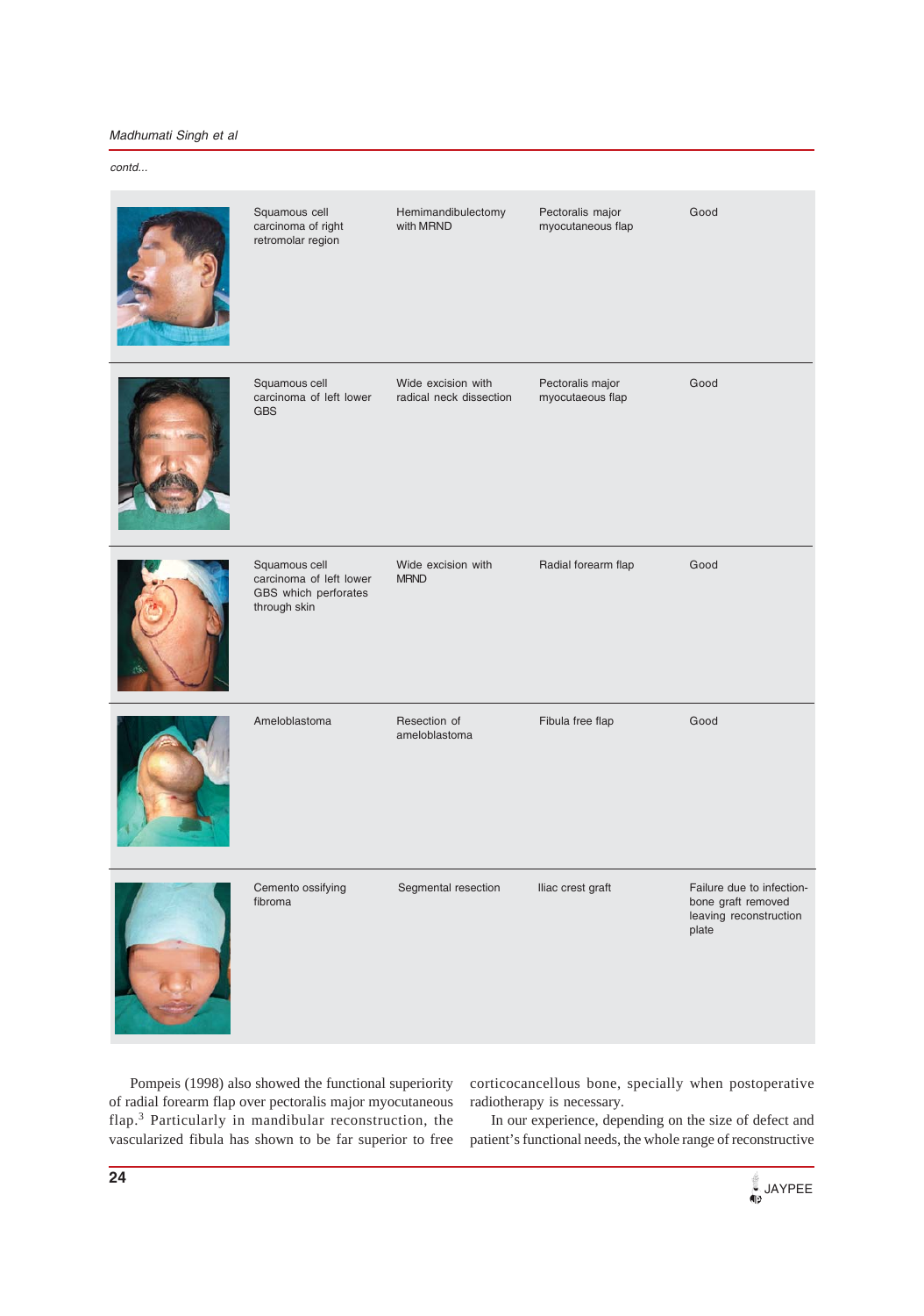*contd...*

| | | | | |
|---|---|---|---|---|
| | Squamous cell carcinoma of right retromolar region | Hemimandibulectomy with MRND | Pectoralis major myocutaneous flap | Good |
| | Squamous cell carcinoma of left lower GBS | Wide excision with radical neck dissection | Pectoralis major myocutaeous flap | Good |
| | Squamous cell carcinoma of left lower GBS which perforates through skin | Wide excision with MRND | Radial forearm flap | Good |
| | Ameloblastoma | Resection of ameloblastoma | Fibula free flap | Good |
| | Cemento ossifying fibroma | Segmental resection | Iliac crest graft | Failure due to infection-bone graft removed leaving reconstruction plate |

Pompeis (1998) also showed the functional superiority of radial forearm flap over pectoralis major myocutaneous flap.[3] Particularly in mandibular reconstruction, the vascularized fibula has shown to be far superior to free corticocancellous bone, specially when postoperative radiotherapy is necessary.

In our experience, depending on the size of defect and patient's functional needs, the whole range of reconstructive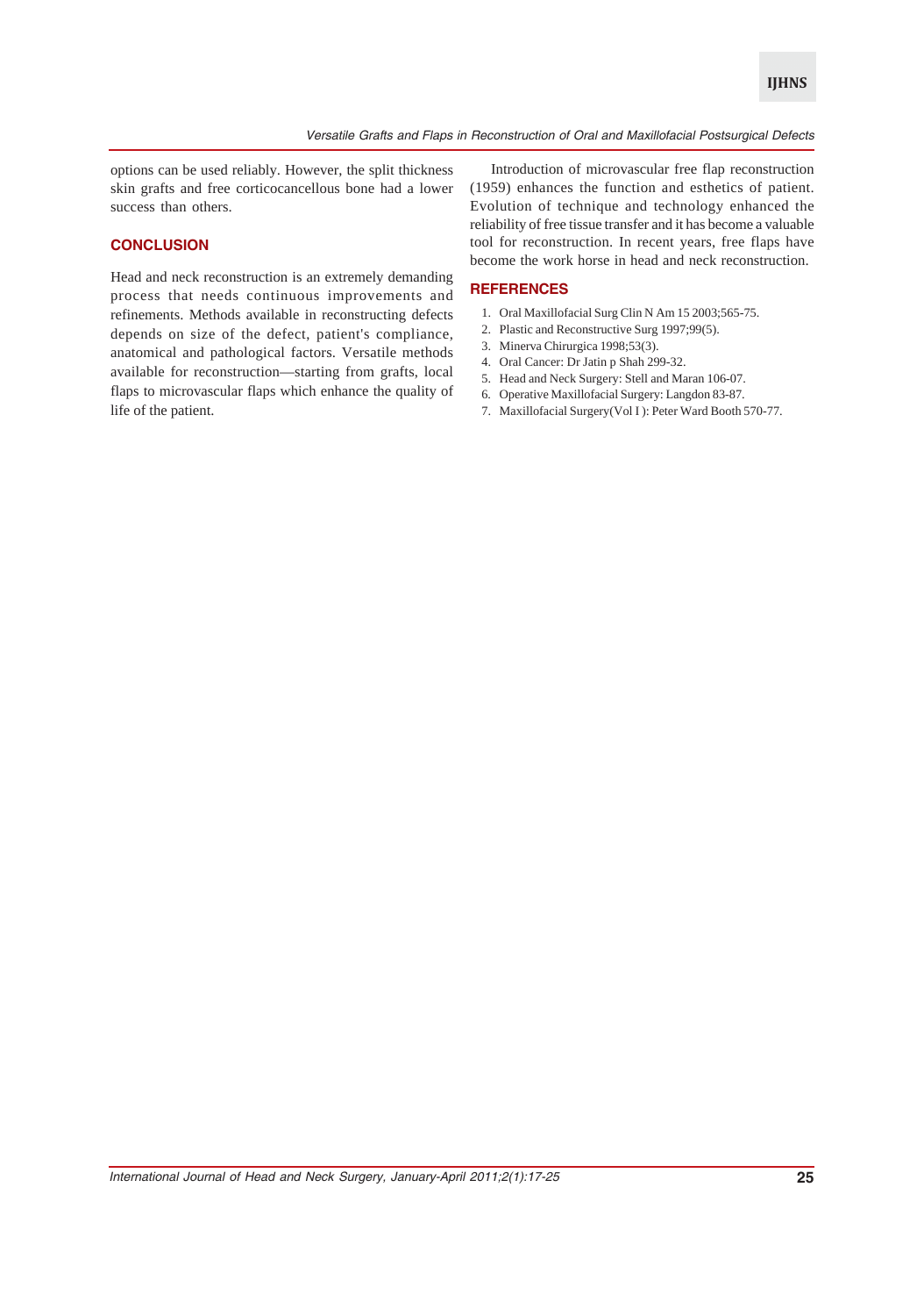options can be used reliably. However, the split thickness skin grafts and free corticocancellous bone had a lower success than others.

## CONCLUSION

Head and neck reconstruction is an extremely demanding process that needs continuous improvements and refinements. Methods available in reconstructing defects depends on size of the defect, patient's compliance, anatomical and pathological factors. Versatile methods available for reconstruction—starting from grafts, local flaps to microvascular flaps which enhance the quality of life of the patient.

Introduction of microvascular free flap reconstruction (1959) enhances the function and esthetics of patient. Evolution of technique and technology enhanced the reliability of free tissue transfer and it has become a valuable tool for reconstruction. In recent years, free flaps have become the work horse in head and neck reconstruction.

## REFERENCES

1. Oral Maxillofacial Surg Clin N Am 15 2003;565-75.
2. Plastic and Reconstructive Surg 1997;99(5).
3. Minerva Chirurgica 1998;53(3).
4. Oral Cancer: Dr Jatin p Shah 299-32.
5. Head and Neck Surgery: Stell and Maran 106-07.
6. Operative Maxillofacial Surgery: Langdon 83-87.
7. Maxillofacial Surgery(Vol I ): Peter Ward Booth 570-77.